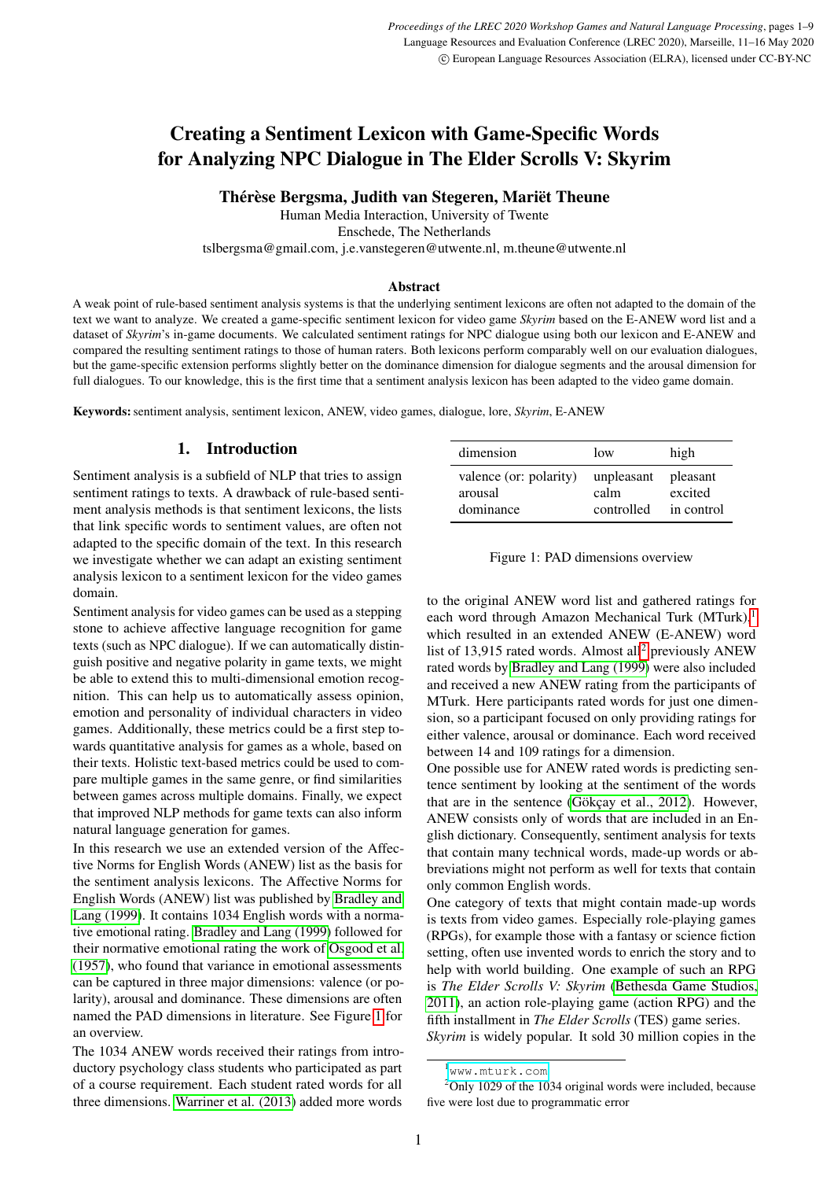# Creating a Sentiment Lexicon with Game-Specific Words for Analyzing NPC Dialogue in The Elder Scrolls V: Skyrim

**Thérèse Bergsma, Judith van Stegeren, Mariët Theune**

Human Media Interaction, University of Twente
Enschede, The Netherlands
tslbergsma@gmail.com, j.e.vanstegeren@utwente.nl, m.theune@utwente.nl

### Abstract

A weak point of rule-based sentiment analysis systems is that the underlying sentiment lexicons are often not adapted to the domain of the text we want to analyze. We created a game-specific sentiment lexicon for video game *Skyrim* based on the E-ANEW word list and a dataset of *Skyrim*'s in-game documents. We calculated sentiment ratings for NPC dialogue using both our lexicon and E-ANEW and compared the resulting sentiment ratings to those of human raters. Both lexicons perform comparably well on our evaluation dialogues, but the game-specific extension performs slightly better on the dominance dimension for dialogue segments and the arousal dimension for full dialogues. To our knowledge, this is the first time that a sentiment analysis lexicon has been adapted to the video game domain.

**Keywords:** sentiment analysis, sentiment lexicon, ANEW, video games, dialogue, lore, *Skyrim*, E-ANEW

## 1. Introduction

Sentiment analysis is a subfield of NLP that tries to assign sentiment ratings to texts. A drawback of rule-based sentiment analysis methods is that sentiment lexicons, the lists that link specific words to sentiment values, are often not adapted to the specific domain of the text. In this research we investigate whether we can adapt an existing sentiment analysis lexicon to a sentiment lexicon for the video games domain.

Sentiment analysis for video games can be used as a stepping stone to achieve affective language recognition for game texts (such as NPC dialogue). If we can automatically distinguish positive and negative polarity in game texts, we might be able to extend this to multi-dimensional emotion recognition. This can help us to automatically assess opinion, emotion and personality of individual characters in video games. Additionally, these metrics could be a first step towards quantitative analysis for games as a whole, based on their texts. Holistic text-based metrics could be used to compare multiple games in the same genre, or find similarities between games across multiple domains. Finally, we expect that improved NLP methods for game texts can also inform natural language generation for games.

In this research we use an extended version of the Affective Norms for English Words (ANEW) list as the basis for the sentiment analysis lexicons. The Affective Norms for English Words (ANEW) list was published by Bradley and Lang (1999). It contains 1034 English words with a normative emotional rating. Bradley and Lang (1999) followed for their normative emotional rating the work of Osgood et al. (1957), who found that variance in emotional assessments can be captured in three major dimensions: valence (or polarity), arousal and dominance. These dimensions are often named the PAD dimensions in literature. See Figure 1 for an overview.

| dimension | low | high |
|---|---|---|
| valence (or: polarity) | unpleasant | pleasant |
| arousal | calm | excited |
| dominance | controlled | in control |

Figure 1: PAD dimensions overview

The 1034 ANEW words received their ratings from introductory psychology class students who participated as part of a course requirement. Each student rated words for all three dimensions. Warriner et al. (2013) added more words to the original ANEW word list and gathered ratings for each word through Amazon Mechanical Turk (MTurk),[1] which resulted in an extended ANEW (E-ANEW) word list of 13,915 rated words. Almost all[2] previously ANEW rated words by Bradley and Lang (1999) were also included and received a new ANEW rating from the participants of MTurk. Here participants rated words for just one dimension, so a participant focused on only providing ratings for either valence, arousal or dominance. Each word received between 14 and 109 ratings for a dimension.

One possible use for ANEW rated words is predicting sentence sentiment by looking at the sentiment of the words that are in the sentence (Gökçay et al., 2012). However, ANEW consists only of words that are included in an English dictionary. Consequently, sentiment analysis for texts that contain many technical words, made-up words or abbreviations might not perform as well for texts that contain only common English words.

One category of texts that might contain made-up words is texts from video games. Especially role-playing games (RPGs), for example those with a fantasy or science fiction setting, often use invented words to enrich the story and to help with world building. One example of such an RPG is *The Elder Scrolls V: Skyrim* (Bethesda Game Studios, 2011), an action role-playing game (action RPG) and the fifth installment in *The Elder Scrolls* (TES) game series.

*Skyrim* is widely popular. It sold 30 million copies in the

[1] www.mturk.com

[2] Only 1029 of the 1034 original words were included, because five were lost due to programmatic error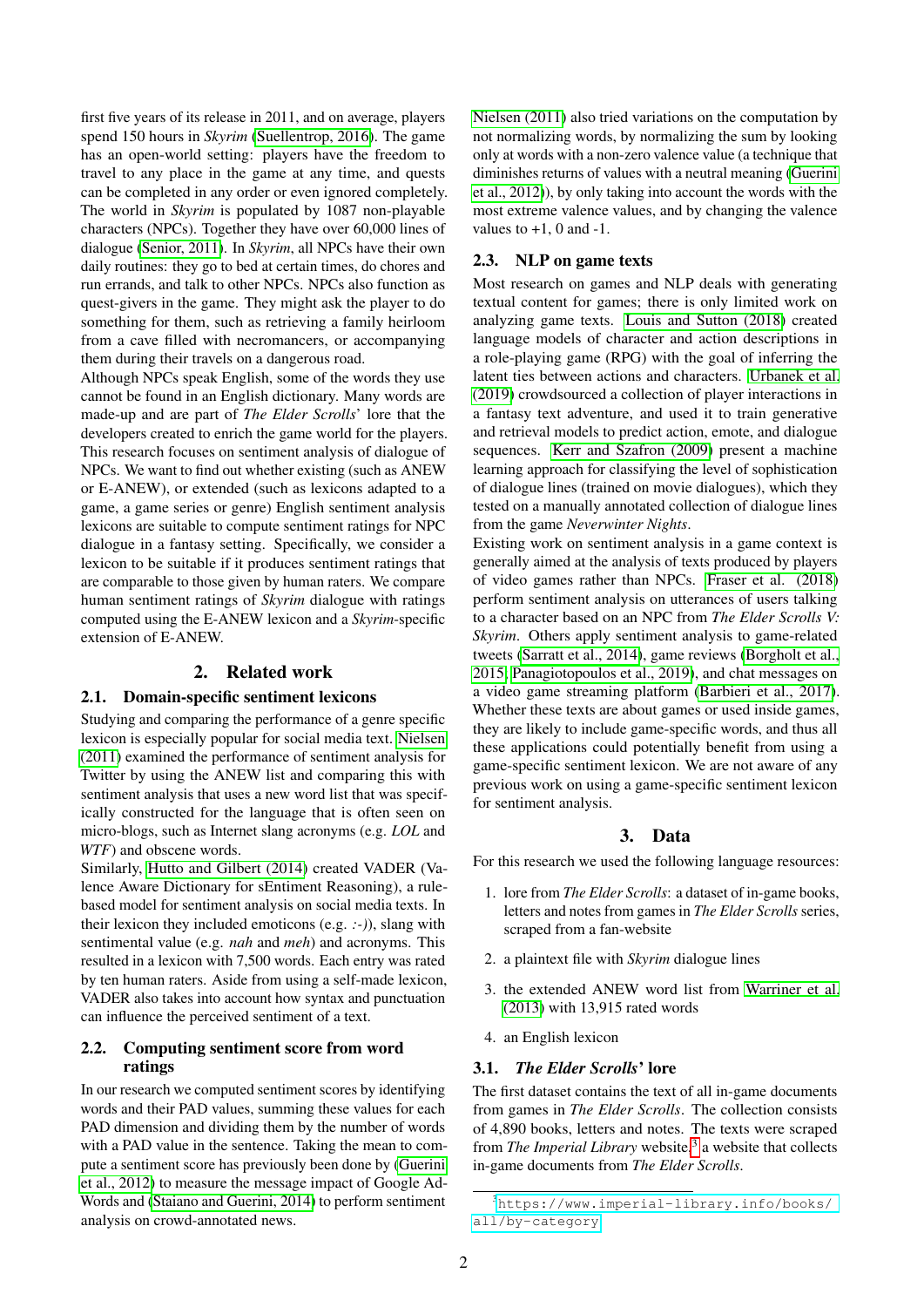first five years of its release in 2011, and on average, players spend 150 hours in *Skyrim* (Suellentrop, 2016). The game has an open-world setting: players have the freedom to travel to any place in the game at any time, and quests can be completed in any order or even ignored completely. The world in *Skyrim* is populated by 1087 non-playable characters (NPCs). Together they have over 60,000 lines of dialogue (Senior, 2011). In *Skyrim*, all NPCs have their own daily routines: they go to bed at certain times, do chores and run errands, and talk to other NPCs. NPCs also function as quest-givers in the game. They might ask the player to do something for them, such as retrieving a family heirloom from a cave filled with necromancers, or accompanying them during their travels on a dangerous road.

Although NPCs speak English, some of the words they use cannot be found in an English dictionary. Many words are made-up and are part of *The Elder Scrolls*' lore that the developers created to enrich the game world for the players. This research focuses on sentiment analysis of dialogue of NPCs. We want to find out whether existing (such as ANEW or E-ANEW), or extended (such as lexicons adapted to a game, a game series or genre) English sentiment analysis lexicons are suitable to compute sentiment ratings for NPC dialogue in a fantasy setting. Specifically, we consider a lexicon to be suitable if it produces sentiment ratings that are comparable to those given by human raters. We compare human sentiment ratings of *Skyrim* dialogue with ratings computed using the E-ANEW lexicon and a *Skyrim*-specific extension of E-ANEW.

## 2. Related work

### 2.1. Domain-specific sentiment lexicons

Studying and comparing the performance of a genre specific lexicon is especially popular for social media text. Nielsen (2011) examined the performance of sentiment analysis for Twitter by using the ANEW list and comparing this with sentiment analysis that uses a new word list that was specifically constructed for the language that is often seen on micro-blogs, such as Internet slang acronyms (e.g. *LOL* and *WTF*) and obscene words.

Similarly, Hutto and Gilbert (2014) created VADER (Valence Aware Dictionary for sEntiment Reasoning), a rule-based model for sentiment analysis on social media texts. In their lexicon they included emoticons (e.g. *:-)*), slang with sentimental value (e.g. *nah* and *meh*) and acronyms. This resulted in a lexicon with 7,500 words. Each entry was rated by ten human raters. Aside from using a self-made lexicon, VADER also takes into account how syntax and punctuation can influence the perceived sentiment of a text.

### 2.2. Computing sentiment score from word ratings

In our research we computed sentiment scores by identifying words and their PAD values, summing these values for each PAD dimension and dividing them by the number of words with a PAD value in the sentence. Taking the mean to compute a sentiment score has previously been done by (Guerini et al., 2012) to measure the message impact of Google AdWords and (Staiano and Guerini, 2014) to perform sentiment analysis on crowd-annotated news.

Nielsen (2011) also tried variations on the computation by not normalizing words, by normalizing the sum by looking only at words with a non-zero valence value (a technique that diminishes returns of values with a neutral meaning (Guerini et al., 2012)), by only taking into account the words with the most extreme valence values, and by changing the valence values to +1, 0 and -1.

### 2.3. NLP on game texts

Most research on games and NLP deals with generating textual content for games; there is only limited work on analyzing game texts. Louis and Sutton (2018) created language models of character and action descriptions in a role-playing game (RPG) with the goal of inferring the latent ties between actions and characters. Urbanek et al. (2019) crowdsourced a collection of player interactions in a fantasy text adventure, and used it to train generative and retrieval models to predict action, emote, and dialogue sequences. Kerr and Szafron (2009) present a machine learning approach for classifying the level of sophistication of dialogue lines (trained on movie dialogues), which they tested on a manually annotated collection of dialogue lines from the game *Neverwinter Nights*.

Existing work on sentiment analysis in a game context is generally aimed at the analysis of texts produced by players of video games rather than NPCs. Fraser et al. (2018) perform sentiment analysis on utterances of users talking to a character based on an NPC from *The Elder Scrolls V: Skyrim*. Others apply sentiment analysis to game-related tweets (Sarratt et al., 2014), game reviews (Borgholt et al., 2015; Panagiotopoulos et al., 2019), and chat messages on a video game streaming platform (Barbieri et al., 2017). Whether these texts are about games or used inside games, they are likely to include game-specific words, and thus all these applications could potentially benefit from using a game-specific sentiment lexicon. We are not aware of any previous work on using a game-specific sentiment lexicon for sentiment analysis.

## 3. Data

For this research we used the following language resources:

1. lore from *The Elder Scrolls*: a dataset of in-game books, letters and notes from games in *The Elder Scrolls* series, scraped from a fan-website
2. a plaintext file with *Skyrim* dialogue lines
3. the extended ANEW word list from Warriner et al. (2013) with 13,915 rated words
4. an English lexicon

### 3.1. *The Elder Scrolls*' lore

The first dataset contains the text of all in-game documents from games in *The Elder Scrolls*. The collection consists of 4,890 books, letters and notes. The texts were scraped from *The Imperial Library* website,[3] a website that collects in-game documents from *The Elder Scrolls*.

[3] https://www.imperial-library.info/books/all/by-category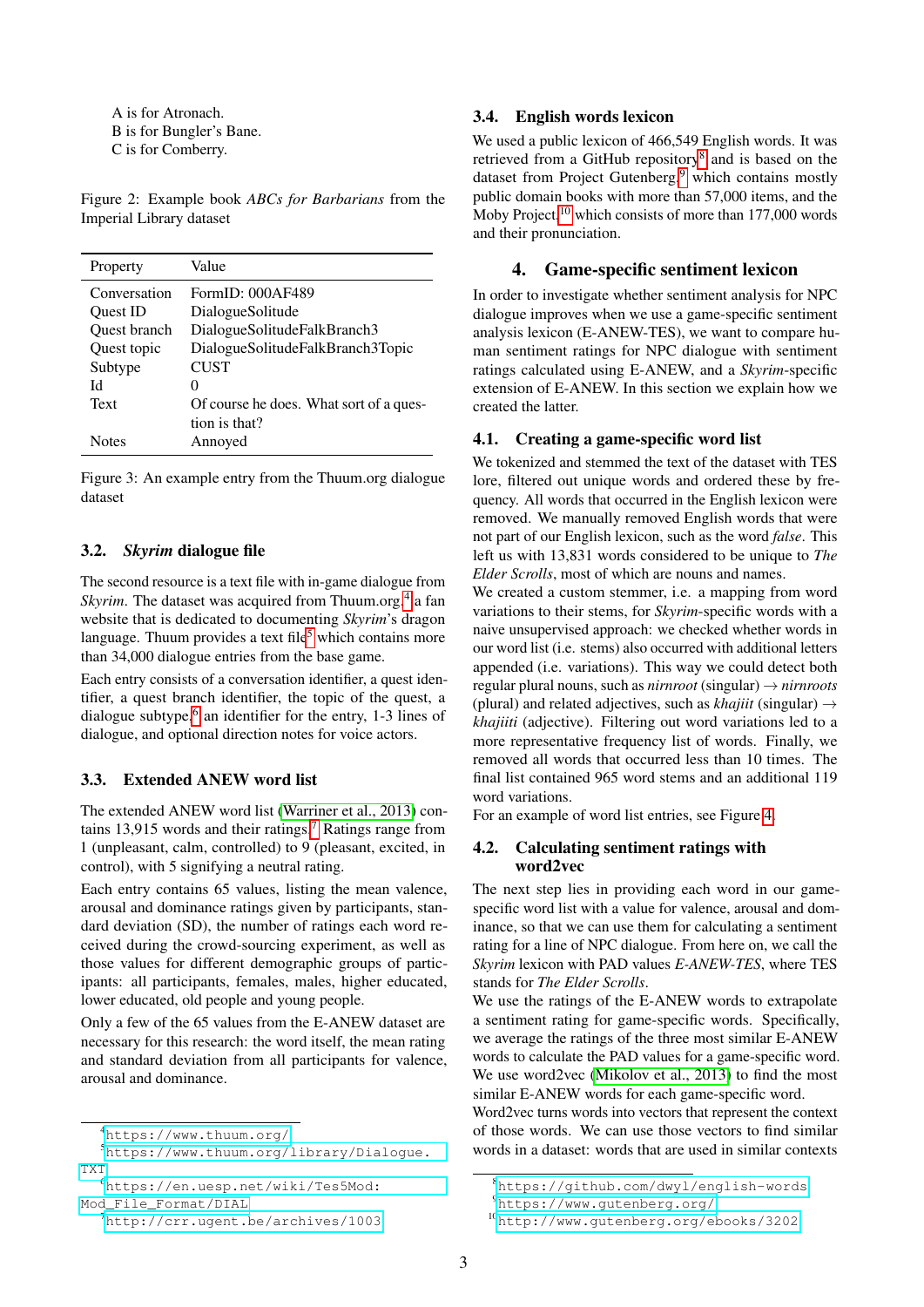A is for Atronach.
B is for Bungler's Bane.
C is for Comberry.

Figure 2: Example book *ABCs for Barbarians* from the Imperial Library dataset

| Property | Value |
|---|---|
| Conversation | FormID: 000AF489 |
| Quest ID | DialogueSolitude |
| Quest branch | DialogueSolitudeFalkBranch3 |
| Quest topic | DialogueSolitudeFalkBranch3Topic |
| Subtype | CUST |
| Id | 0 |
| Text | Of course he does. What sort of a question is that? |
| Notes | Annoyed |

Figure 3: An example entry from the Thuum.org dialogue dataset

### 3.2. *Skyrim* dialogue file

The second resource is a text file with in-game dialogue from *Skyrim*. The dataset was acquired from Thuum.org,[4] a fan website that is dedicated to documenting *Skyrim*'s dragon language. Thuum provides a text file[5] which contains more than 34,000 dialogue entries from the base game.

Each entry consists of a conversation identifier, a quest identifier, a quest branch identifier, the topic of the quest, a dialogue subtype,[6] an identifier for the entry, 1-3 lines of dialogue, and optional direction notes for voice actors.

### 3.3. Extended ANEW word list

The extended ANEW word list (Warriner et al., 2013) contains 13,915 words and their ratings.[7] Ratings range from 1 (unpleasant, calm, controlled) to 9 (pleasant, excited, in control), with 5 signifying a neutral rating.

Each entry contains 65 values, listing the mean valence, arousal and dominance ratings given by participants, standard deviation (SD), the number of ratings each word received during the crowd-sourcing experiment, as well as those values for different demographic groups of participants: all participants, females, males, higher educated, lower educated, old people and young people.

Only a few of the 65 values from the E-ANEW dataset are necessary for this research: the word itself, the mean rating and standard deviation from all participants for valence, arousal and dominance.

[4] https://www.thuum.org/
[5] https://www.thuum.org/library/Dialogue.TXT
[6] https://en.uesp.net/wiki/Tes5Mod:Mod_File_Format/DIAL
[7] http://crr.ugent.be/archives/1003

### 3.4. English words lexicon

We used a public lexicon of 466,549 English words. It was retrieved from a GitHub repository[8] and is based on the dataset from Project Gutenberg,[9] which contains mostly public domain books with more than 57,000 items, and the Moby Project,[10] which consists of more than 177,000 words and their pronunciation.

## 4. Game-specific sentiment lexicon

In order to investigate whether sentiment analysis for NPC dialogue improves when we use a game-specific sentiment analysis lexicon (E-ANEW-TES), we want to compare human sentiment ratings for NPC dialogue with sentiment ratings calculated using E-ANEW, and a *Skyrim*-specific extension of E-ANEW. In this section we explain how we created the latter.

### 4.1. Creating a game-specific word list

We tokenized and stemmed the text of the dataset with TES lore, filtered out unique words and ordered these by frequency. All words that occurred in the English lexicon were removed. We manually removed English words that were not part of our English lexicon, such as the word *false*. This left us with 13,831 words considered to be unique to *The Elder Scrolls*, most of which are nouns and names.

We created a custom stemmer, i.e. a mapping from word variations to their stems, for *Skyrim*-specific words with a naive unsupervised approach: we checked whether words in our word list (i.e. stems) also occurred with additional letters appended (i.e. variations). This way we could detect both regular plural nouns, such as *nirnroot* (singular) → *nirnroots* (plural) and related adjectives, such as *khajiit* (singular) → *khajiiti* (adjective). Filtering out word variations led to a more representative frequency list of words. Finally, we removed all words that occurred less than 10 times. The final list contained 965 word stems and an additional 119 word variations.

For an example of word list entries, see Figure 4.

### 4.2. Calculating sentiment ratings with word2vec

The next step lies in providing each word in our game-specific word list with a value for valence, arousal and dominance, so that we can use them for calculating a sentiment rating for a line of NPC dialogue. From here on, we call the *Skyrim* lexicon with PAD values *E-ANEW-TES*, where TES stands for *The Elder Scrolls*.

We use the ratings of the E-ANEW words to extrapolate a sentiment rating for game-specific words. Specifically, we average the ratings of the three most similar E-ANEW words to calculate the PAD values for a game-specific word. We use word2vec (Mikolov et al., 2013) to find the most similar E-ANEW words for each game-specific word.

Word2vec turns words into vectors that represent the context of those words. We can use those vectors to find similar words in a dataset: words that are used in similar contexts

[8] https://github.com/dwyl/english-words
[9] https://www.gutenberg.org/
[10] http://www.gutenberg.org/ebooks/3202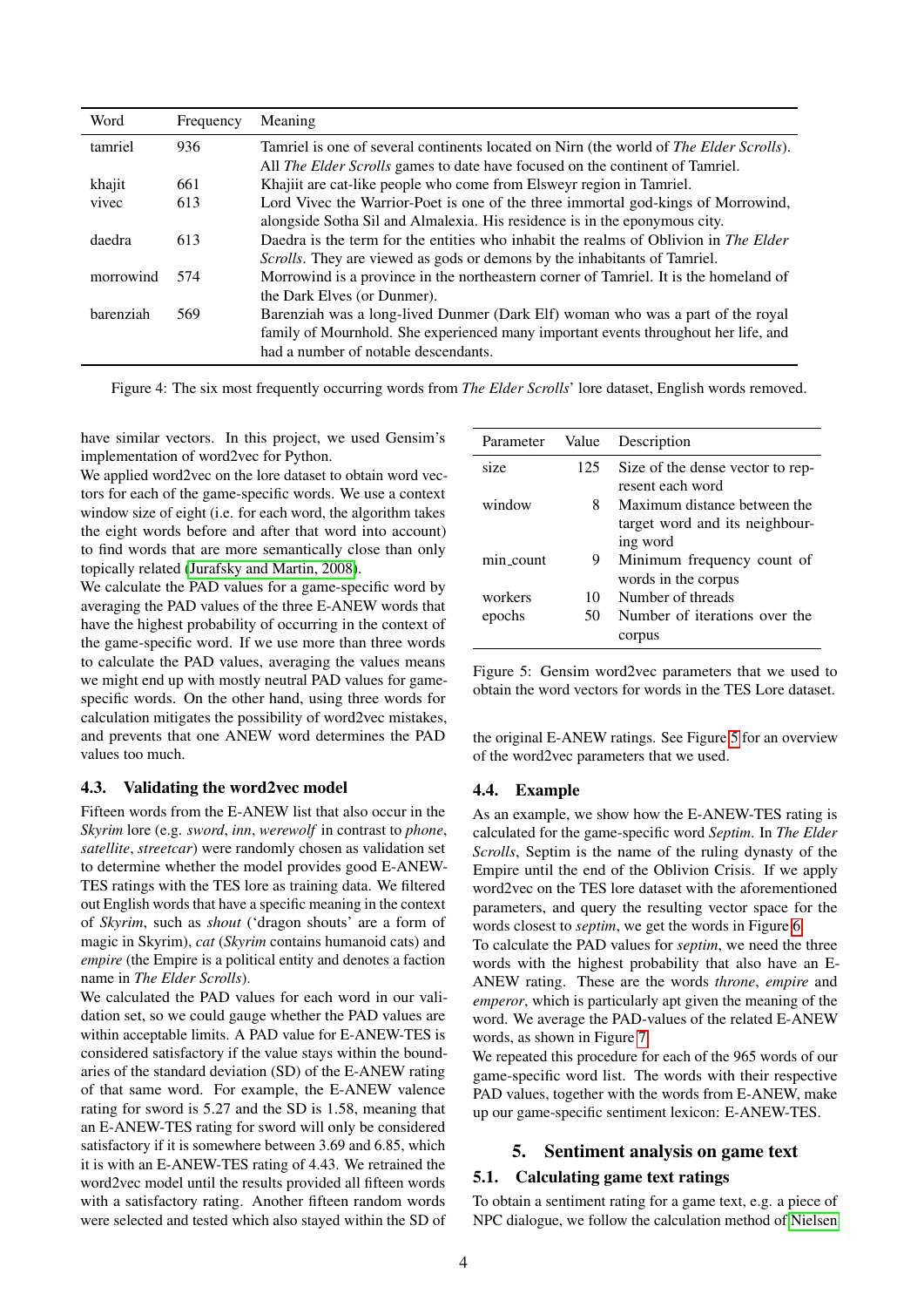| Word | Frequency | Meaning |
| --- | --- | --- |
| tamriel | 936 | Tamriel is one of several continents located on Nirn (the world of *The Elder Scrolls*). All *The Elder Scrolls* games to date have focused on the continent of Tamriel. |
| khajit | 661 | Khajiit are cat-like people who come from Elsweyr region in Tamriel. |
| vivec | 613 | Lord Vivec the Warrior-Poet is one of the three immortal god-kings of Morrowind, alongside Sotha Sil and Almalexia. His residence is in the eponymous city. |
| daedra | 613 | Daedra is the term for the entities who inhabit the realms of Oblivion in *The Elder Scrolls*. They are viewed as gods or demons by the inhabitants of Tamriel. |
| morrowind | 574 | Morrowind is a province in the northeastern corner of Tamriel. It is the homeland of the Dark Elves (or Dunmer). |
| barenziah | 569 | Barenziah was a long-lived Dunmer (Dark Elf) woman who was a part of the royal family of Mournhold. She experienced many important events throughout her life, and had a number of notable descendants. |

Figure 4: The six most frequently occurring words from *The Elder Scrolls*' lore dataset, English words removed.

have similar vectors. In this project, we used Gensim's implementation of word2vec for Python.

We applied word2vec on the lore dataset to obtain word vectors for each of the game-specific words. We use a context window size of eight (i.e. for each word, the algorithm takes the eight words before and after that word into account) to find words that are more semantically close than only topically related (Jurafsky and Martin, 2008).

We calculate the PAD values for a game-specific word by averaging the PAD values of the three E-ANEW words that have the highest probability of occurring in the context of the game-specific word. If we use more than three words to calculate the PAD values, averaging the values means we might end up with mostly neutral PAD values for game-specific words. On the other hand, using three words for calculation mitigates the possibility of word2vec mistakes, and prevents that one ANEW word determines the PAD values too much.

### 4.3. Validating the word2vec model

Fifteen words from the E-ANEW list that also occur in the *Skyrim* lore (e.g. *sword*, *inn*, *werewolf* in contrast to *phone*, *satellite*, *streetcar*) were randomly chosen as validation set to determine whether the model provides good E-ANEW-TES ratings with the TES lore as training data. We filtered out English words that have a specific meaning in the context of *Skyrim*, such as *shout* ('dragon shouts' are a form of magic in Skyrim), *cat* (*Skyrim* contains humanoid cats) and *empire* (the Empire is a political entity and denotes a faction name in *The Elder Scrolls*).

We calculated the PAD values for each word in our validation set, so we could gauge whether the PAD values are within acceptable limits. A PAD value for E-ANEW-TES is considered satisfactory if the value stays within the boundaries of the standard deviation (SD) of the E-ANEW rating of that same word. For example, the E-ANEW valence rating for sword is 5.27 and the SD is 1.58, meaning that an E-ANEW-TES rating for sword will only be considered satisfactory if it is somewhere between 3.69 and 6.85, which it is with an E-ANEW-TES rating of 4.43. We retrained the word2vec model until the results provided all fifteen words with a satisfactory rating. Another fifteen random words were selected and tested which also stayed within the SD of the original E-ANEW ratings. See Figure 5 for an overview of the word2vec parameters that we used.

| Parameter | Value | Description |
| --- | --- | --- |
| size | 125 | Size of the dense vector to represent each word |
| window | 8 | Maximum distance between the target word and its neighbouring word |
| min_count | 9 | Minimum frequency count of words in the corpus |
| workers | 10 | Number of threads |
| epochs | 50 | Number of iterations over the corpus |

Figure 5: Gensim word2vec parameters that we used to obtain the word vectors for words in the TES Lore dataset.

### 4.4. Example

As an example, we show how the E-ANEW-TES rating is calculated for the game-specific word *Septim*. In *The Elder Scrolls*, Septim is the name of the ruling dynasty of the Empire until the end of the Oblivion Crisis. If we apply word2vec on the TES lore dataset with the aforementioned parameters, and query the resulting vector space for the words closest to *septim*, we get the words in Figure 6.

To calculate the PAD values for *septim*, we need the three words with the highest probability that also have an E-ANEW rating. These are the words *throne*, *empire* and *emperor*, which is particularly apt given the meaning of the word. We average the PAD-values of the related E-ANEW words, as shown in Figure 7.

We repeated this procedure for each of the 965 words of our game-specific word list. The words with their respective PAD values, together with the words from E-ANEW, make up our game-specific sentiment lexicon: E-ANEW-TES.

## 5. Sentiment analysis on game text

### 5.1. Calculating game text ratings

To obtain a sentiment rating for a game text, e.g. a piece of NPC dialogue, we follow the calculation method of Nielsen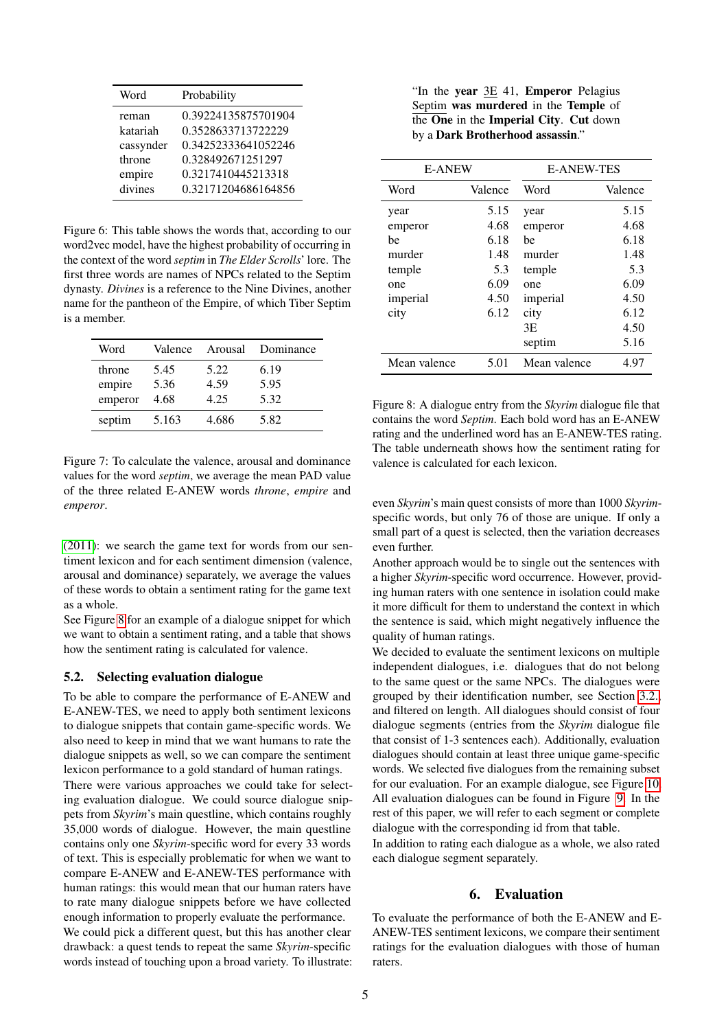| Word | Probability |
|---|---|
| reman | 0.39224135875701904 |
| katariah | 0.3528633713722229 |
| cassynder | 0.34252333641052246 |
| throne | 0.328492671251297 |
| empire | 0.3217410445213318 |
| divines | 0.32171204686164856 |

Figure 6: This table shows the words that, according to our word2vec model, have the highest probability of occurring in the context of the word *septim* in *The Elder Scrolls*' lore. The first three words are names of NPCs related to the Septim dynasty. *Divines* is a reference to the Nine Divines, another name for the pantheon of the Empire, of which Tiber Septim is a member.

| Word | Valence | Arousal | Dominance |
|---|---|---|---|
| throne | 5.45 | 5.22 | 6.19 |
| empire | 5.36 | 4.59 | 5.95 |
| emperor | 4.68 | 4.25 | 5.32 |
| septim | 5.163 | 4.686 | 5.82 |

Figure 7: To calculate the valence, arousal and dominance values for the word *septim*, we average the mean PAD value of the three related E-ANEW words *throne*, *empire* and *emperor*.

(2011): we search the game text for words from our sentiment lexicon and for each sentiment dimension (valence, arousal and dominance) separately, we average the values of these words to obtain a sentiment rating for the game text as a whole.

See Figure 8 for an example of a dialogue snippet for which we want to obtain a sentiment rating, and a table that shows how the sentiment rating is calculated for valence.

### 5.2. Selecting evaluation dialogue

To be able to compare the performance of E-ANEW and E-ANEW-TES, we need to apply both sentiment lexicons to dialogue snippets that contain game-specific words. We also need to keep in mind that we want humans to rate the dialogue snippets as well, so we can compare the sentiment lexicon performance to a gold standard of human ratings.

There were various approaches we could take for selecting evaluation dialogue. We could source dialogue snippets from *Skyrim*'s main questline, which contains roughly 35,000 words of dialogue. However, the main questline contains only one *Skyrim*-specific word for every 33 words of text. This is especially problematic for when we want to compare E-ANEW and E-ANEW-TES performance with human ratings: this would mean that our human raters have to rate many dialogue snippets before we have collected enough information to properly evaluate the performance.

We could pick a different quest, but this has another clear drawback: a quest tends to repeat the same *Skyrim*-specific words instead of touching upon a broad variety. To illustrate: even *Skyrim*'s main quest consists of more than 1000 *Skyrim*-specific words, but only 76 of those are unique. If only a small part of a quest is selected, then the variation decreases even further.

Another approach would be to single out the sentences with a higher *Skyrim*-specific word occurrence. However, providing human raters with one sentence in isolation could make it more difficult for them to understand the context in which the sentence is said, which might negatively influence the quality of human ratings.

We decided to evaluate the sentiment lexicons on multiple independent dialogues, i.e. dialogues that do not belong to the same quest or the same NPCs. The dialogues were grouped by their identification number, see Section 3.2., and filtered on length. All dialogues should consist of four dialogue segments (entries from the *Skyrim* dialogue file that consist of 1-3 sentences each). Additionally, evaluation dialogues should contain at least three unique game-specific words. We selected five dialogues from the remaining subset for our evaluation. For an example dialogue, see Figure 10. All evaluation dialogues can be found in Figure 9. In the rest of this paper, we will refer to each segment or complete dialogue with the corresponding id from that table.

In addition to rating each dialogue as a whole, we also rated each dialogue segment separately.

"In the **year** <u>3E</u> 41, **Emperor** Pelagius <u>Septim</u> **was murdered** in the **Temple** of the **One** in the **Imperial City**. **Cut** down by a **Dark Brotherhood assassin**."

| E-ANEW | | E-ANEW-TES | |
|---|---|---|---|
| Word | Valence | Word | Valence |
| year | 5.15 | year | 5.15 |
| emperor | 4.68 | emperor | 4.68 |
| be | 6.18 | be | 6.18 |
| murder | 1.48 | murder | 1.48 |
| temple | 5.3 | temple | 5.3 |
| one | 6.09 | one | 6.09 |
| imperial | 4.50 | imperial | 4.50 |
| city | 6.12 | city | 6.12 |
| | | 3E | 4.50 |
| | | septim | 5.16 |
| Mean valence | 5.01 | Mean valence | 4.97 |

Figure 8: A dialogue entry from the *Skyrim* dialogue file that contains the word *Septim*. Each bold word has an E-ANEW rating and the underlined word has an E-ANEW-TES rating. The table underneath shows how the sentiment rating for valence is calculated for each lexicon.

## 6. Evaluation

To evaluate the performance of both the E-ANEW and E-ANEW-TES sentiment lexicons, we compare their sentiment ratings for the evaluation dialogues with those of human raters.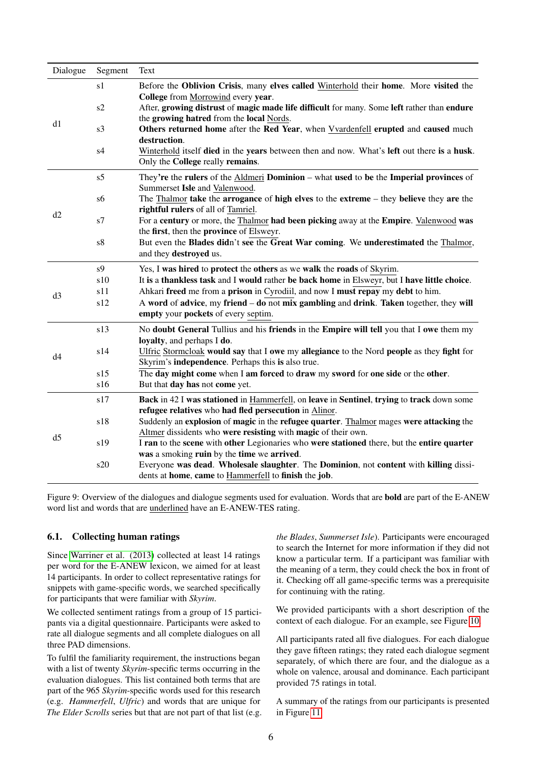| Dialogue | Segment | Text |
|---|---|---|
| d1 | s1 | Before the **Oblivion Crisis**, many **elves called** <u>Winterhold</u> their **home**. More **visited** the **College** from <u>Morrowind</u> every **year**. |
| | s2 | After, **growing distrust** of **magic made life difficult** for many. Some **left** rather than **endure** the **growing hatred** from the **local** <u>Nords</u>. |
| | s3 | **Others returned home** after the **Red Year**, when <u>Vvardenfell</u> **erupted** and **caused** much **destruction**. |
| | s4 | <u>Winterhold</u> itself **died** in the **years** between then and now. What's **left** out there **is** a **husk**. Only the **College** really **remains**. |
| d2 | s5 | They**'re** the **rulers** of the <u>Aldmeri</u> **Dominion** – what **used** to **be** the **Imperial provinces** of Summerset **Isle** and <u>Valenwood</u>. |
| | s6 | The <u>Thalmor</u> **take** the **arrogance** of **high elves** to the **extreme** – they **believe** they **are** the **rightful rulers** of all of <u>Tamriel</u>. |
| | s7 | For a **century** or more, the <u>Thalmor</u> **had been picking** away at the **Empire**. <u>Valenwood</u> **was** the **first**, then the **province** of <u>Elsweyr</u>. |
| | s8 | But even the **Blades did**n't **see** the **Great War coming**. We **underestimated** the <u>Thalmor</u>, and they **destroyed** us. |
| d3 | s9 | Yes, I **was hired** to **protect** the **others** as we **walk** the **roads** of <u>Skyrim</u>. |
| | s10 | It **is** a **thankless task** and I **would** rather **be back home** in <u>Elsweyr</u>, but I **have little choice**. |
| | s11 | Ahkari **freed** me from a **prison** in <u>Cyrodiil</u>, and now I **must repay** my **debt** to him. |
| | s12 | A **word** of **advice**, my **friend** – **do** not **mix gambling** and **drink**. **Taken** together, they **will empty** your **pockets** of every <u>septim</u>. |
| d4 | s13 | No **doubt General** Tullius and his **friends** in the **Empire will tell** you that I **owe** them my **loyalty**, and perhaps I **do**. |
| | s14 | <u>Ulfric</u> <u>Stormcloak</u> **would say** that I **owe** my **allegiance** to the Nord **people** as they **fight** for <u>Skyrim</u>'s **independence**. Perhaps this **is** also true. |
| | s15 | The **day might come** when I **am forced** to **draw** my **sword** for **one side** or the **other**. |
| | s16 | But that **day has** not **come** yet. |
| d5 | s17 | **Back** in 42 I **was stationed** in <u>Hammerfell</u>, on **leave** in **Sentinel**, **trying** to **track** down some **refugee relatives** who **had fled persecution** in <u>Alinor</u>. |
| | s18 | Suddenly an **explosion** of **magic** in the **refugee quarter**. <u>Thalmor</u> mages **were attacking** the <u>Altmer</u> dissidents who **were resisting** with **magic** of their own. |
| | s19 | I **ran** to the **scene** with **other** Legionaries who **were stationed** there, but the **entire quarter was** a smoking **ruin** by the **time** we **arrived**. |
| | s20 | Everyone **was dead**. **Wholesale slaughter**. The **Dominion**, not **content** with **killing** dissidents at **home**, **came** to <u>Hammerfell</u> to **finish** the **job**. |

Figure 9: Overview of the dialogues and dialogue segments used for evaluation. Words that are **bold** are part of the E-ANEW word list and words that are <u>underlined</u> have an E-ANEW-TES rating.

### 6.1. Collecting human ratings

Since Warriner et al. (2013) collected at least 14 ratings per word for the E-ANEW lexicon, we aimed for at least 14 participants. In order to collect representative ratings for snippets with game-specific words, we searched specifically for participants that were familiar with *Skyrim*.

We collected sentiment ratings from a group of 15 participants via a digital questionnaire. Participants were asked to rate all dialogue segments and all complete dialogues on all three PAD dimensions.

To fulfil the familiarity requirement, the instructions began with a list of twenty *Skyrim*-specific terms occurring in the evaluation dialogues. This list contained both terms that are part of the 965 *Skyrim*-specific words used for this research (e.g. *Hammerfell*, *Ulfric*) and words that are unique for *The Elder Scrolls* series but that are not part of that list (e.g. *the Blades*, *Summerset Isle*). Participants were encouraged to search the Internet for more information if they did not know a particular term. If a participant was familiar with the meaning of a term, they could check the box in front of it. Checking off all game-specific terms was a prerequisite for continuing with the rating.

We provided participants with a short description of the context of each dialogue. For an example, see Figure 10.

All participants rated all five dialogues. For each dialogue they gave fifteen ratings; they rated each dialogue segment separately, of which there are four, and the dialogue as a whole on valence, arousal and dominance. Each participant provided 75 ratings in total.

A summary of the ratings from our participants is presented in Figure 11.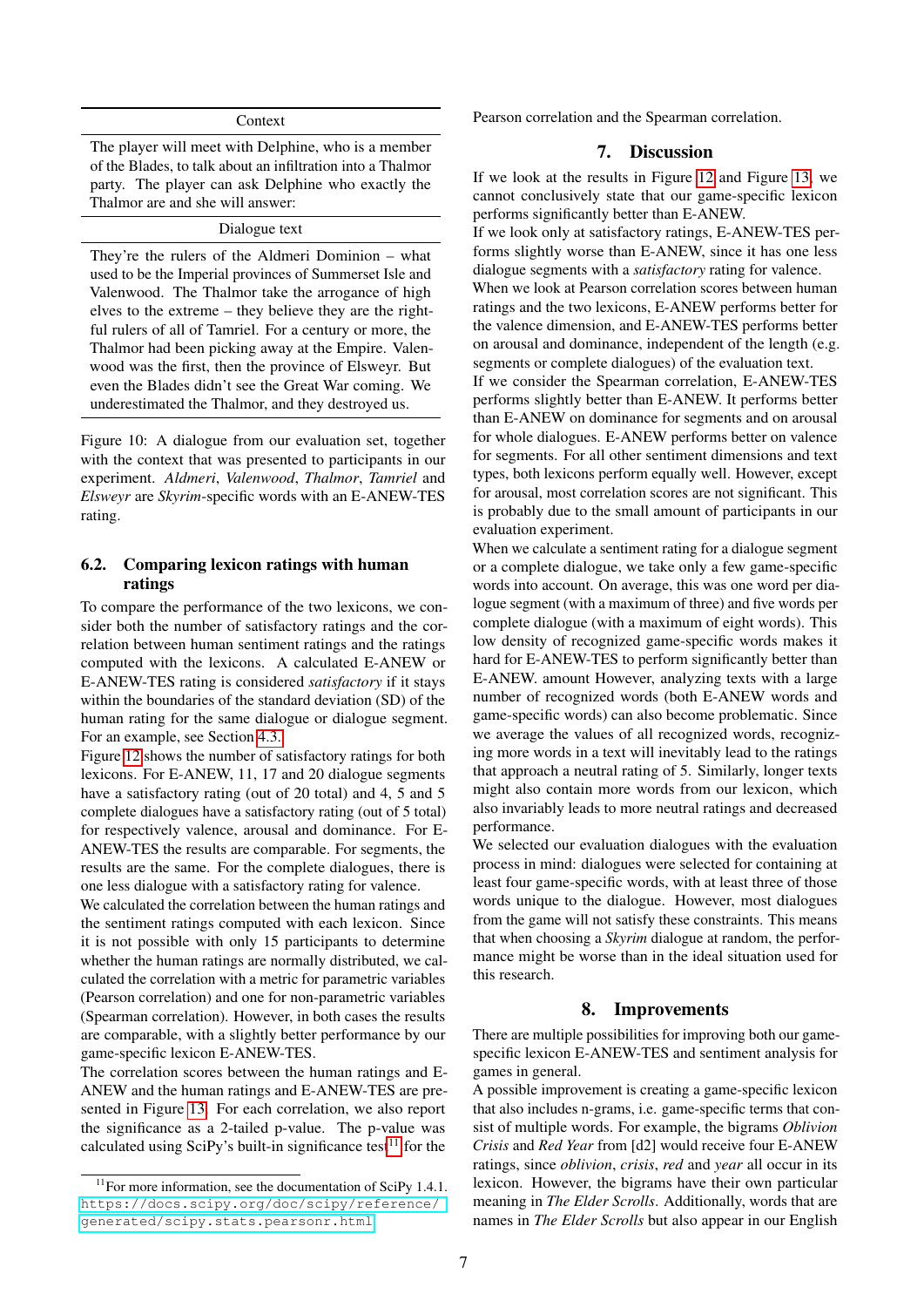| Context |
|---|
| The player will meet with Delphine, who is a member of the Blades, to talk about an infiltration into a Thalmor party. The player can ask Delphine who exactly the Thalmor are and she will answer: |
| **Dialogue text** |
| They're the rulers of the Aldmeri Dominion – what used to be the Imperial provinces of Summerset Isle and Valenwood. The Thalmor take the arrogance of high elves to the extreme – they believe they are the rightful rulers of all of Tamriel. For a century or more, the Thalmor had been picking away at the Empire. Valenwood was the first, then the province of Elsweyr. But even the Blades didn't see the Great War coming. We underestimated the Thalmor, and they destroyed us. |

Figure 10: A dialogue from our evaluation set, together with the context that was presented to participants in our experiment. *Aldmeri*, *Valenwood*, *Thalmor*, *Tamriel* and *Elsweyr* are *Skyrim*-specific words with an E-ANEW-TES rating.

### 6.2. Comparing lexicon ratings with human ratings

To compare the performance of the two lexicons, we consider both the number of satisfactory ratings and the correlation between human sentiment ratings and the ratings computed with the lexicons. A calculated E-ANEW or E-ANEW-TES rating is considered *satisfactory* if it stays within the boundaries of the standard deviation (SD) of the human rating for the same dialogue or dialogue segment. For an example, see Section 4.3.

Figure 12 shows the number of satisfactory ratings for both lexicons. For E-ANEW, 11, 17 and 20 dialogue segments have a satisfactory rating (out of 20 total) and 4, 5 and 5 complete dialogues have a satisfactory rating (out of 5 total) for respectively valence, arousal and dominance. For E-ANEW-TES the results are comparable. For segments, the results are the same. For the complete dialogues, there is one less dialogue with a satisfactory rating for valence.

We calculated the correlation between the human ratings and the sentiment ratings computed with each lexicon. Since it is not possible with only 15 participants to determine whether the human ratings are normally distributed, we calculated the correlation with a metric for parametric variables (Pearson correlation) and one for non-parametric variables (Spearman correlation). However, in both cases the results are comparable, with a slightly better performance by our game-specific lexicon E-ANEW-TES.

The correlation scores between the human ratings and E-ANEW and the human ratings and E-ANEW-TES are presented in Figure 13. For each correlation, we also report the significance as a 2-tailed p-value. The p-value was calculated using SciPy's built-in significance test[11] for the Pearson correlation and the Spearman correlation.

## 7. Discussion

If we look at the results in Figure 12 and Figure 13, we cannot conclusively state that our game-specific lexicon performs significantly better than E-ANEW.

If we look only at satisfactory ratings, E-ANEW-TES performs slightly worse than E-ANEW, since it has one less dialogue segments with a *satisfactory* rating for valence.

When we look at Pearson correlation scores between human ratings and the two lexicons, E-ANEW performs better for the valence dimension, and E-ANEW-TES performs better on arousal and dominance, independent of the length (e.g. segments or complete dialogues) of the evaluation text.

If we consider the Spearman correlation, E-ANEW-TES performs slightly better than E-ANEW. It performs better than E-ANEW on dominance for segments and on arousal for whole dialogues. E-ANEW performs better on valence for segments. For all other sentiment dimensions and text types, both lexicons perform equally well. However, except for arousal, most correlation scores are not significant. This is probably due to the small amount of participants in our evaluation experiment.

When we calculate a sentiment rating for a dialogue segment or a complete dialogue, we take only a few game-specific words into account. On average, this was one word per dialogue segment (with a maximum of three) and five words per complete dialogue (with a maximum of eight words). This low density of recognized game-specific words makes it hard for E-ANEW-TES to perform significantly better than E-ANEW. amount However, analyzing texts with a large number of recognized words (both E-ANEW words and game-specific words) can also become problematic. Since we average the values of all recognized words, recognizing more words in a text will inevitably lead to the ratings that approach a neutral rating of 5. Similarly, longer texts might also contain more words from our lexicon, which also invariably leads to more neutral ratings and decreased performance.

We selected our evaluation dialogues with the evaluation process in mind: dialogues were selected for containing at least four game-specific words, with at least three of those words unique to the dialogue. However, most dialogues from the game will not satisfy these constraints. This means that when choosing a *Skyrim* dialogue at random, the performance might be worse than in the ideal situation used for this research.

## 8. Improvements

There are multiple possibilities for improving both our game-specific lexicon E-ANEW-TES and sentiment analysis for games in general.

A possible improvement is creating a game-specific lexicon that also includes n-grams, i.e. game-specific terms that consist of multiple words. For example, the bigrams *Oblivion Crisis* and *Red Year* from [d2] would receive four E-ANEW ratings, since *oblivion*, *crisis*, *red* and *year* all occur in its lexicon. However, the bigrams have their own particular meaning in *The Elder Scrolls*. Additionally, words that are names in *The Elder Scrolls* but also appear in our English

[11] For more information, see the documentation of SciPy 1.4.1. https://docs.scipy.org/doc/scipy/reference/generated/scipy.stats.pearsonr.html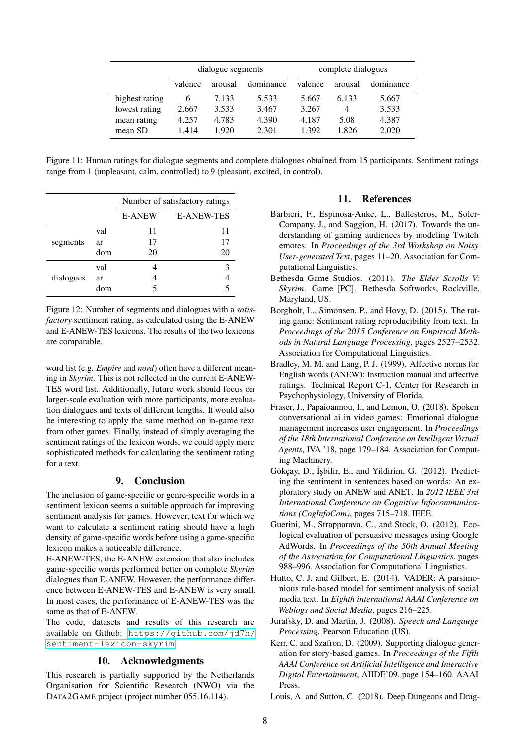| | dialogue segments | | | complete dialogues | | |
|---|---|---|---|---|---|---|
| | valence | arousal | dominance | valence | arousal | dominance |
| highest rating | 6 | 7.133 | 5.533 | 5.667 | 6.133 | 5.667 |
| lowest rating | 2.667 | 3.533 | 3.467 | 3.267 | 4 | 3.533 |
| mean rating | 4.257 | 4.783 | 4.390 | 4.187 | 5.08 | 4.387 |
| mean SD | 1.414 | 1.920 | 2.301 | 1.392 | 1.826 | 2.020 |

Figure 11: Human ratings for dialogue segments and complete dialogues obtained from 15 participants. Sentiment ratings range from 1 (unpleasant, calm, controlled) to 9 (pleasant, excited, in control).

| | | Number of satisfactory ratings | |
|---|---|---|---|
| | | E-ANEW | E-ANEW-TES |
| segments | val | 11 | 11 |
| | ar | 17 | 17 |
| | dom | 20 | 20 |
| dialogues | val | 4 | 3 |
| | ar | 4 | 4 |
| | dom | 5 | 5 |

Figure 12: Number of segments and dialogues with a *satisfactory* sentiment rating, as calculated using the E-ANEW and E-ANEW-TES lexicons. The results of the two lexicons are comparable.

word list (e.g. *Empire* and *nord*) often have a different meaning in *Skyrim*. This is not reflected in the current E-ANEW-TES word list. Additionally, future work should focus on larger-scale evaluation with more participants, more evaluation dialogues and texts of different lengths. It would also be interesting to apply the same method on in-game text from other games. Finally, instead of simply averaging the sentiment ratings of the lexicon words, we could apply more sophisticated methods for calculating the sentiment rating for a text.

## 9. Conclusion

The inclusion of game-specific or genre-specific words in a sentiment lexicon seems a suitable approach for improving sentiment analysis for games. However, text for which we want to calculate a sentiment rating should have a high density of game-specific words before using a game-specific lexicon makes a noticeable difference.

E-ANEW-TES, the E-ANEW extension that also includes game-specific words performed better on complete *Skyrim* dialogues than E-ANEW. However, the performance difference between E-ANEW-TES and E-ANEW is very small. In most cases, the performance of E-ANEW-TES was the same as that of E-ANEW.

The code, datasets and results of this research are available on Github: https://github.com/jd7h/sentiment-lexicon-skyrim

## 10. Acknowledgments

This research is partially supported by the Netherlands Organisation for Scientific Research (NWO) via the DATA2GAME project (project number 055.16.114).

## 11. References

Barbieri, F., Espinosa-Anke, L., Ballesteros, M., Soler-Company, J., and Saggion, H. (2017). Towards the understanding of gaming audiences by modeling Twitch emotes. In *Proceedings of the 3rd Workshop on Noisy User-generated Text*, pages 11–20. Association for Computational Linguistics.

Bethesda Game Studios. (2011). *The Elder Scrolls V: Skyrim*. Game [PC]. Bethesda Softworks, Rockville, Maryland, US.

Borgholt, L., Simonsen, P., and Hovy, D. (2015). The rating game: Sentiment rating reproducibility from text. In *Proceedings of the 2015 Conference on Empirical Methods in Natural Language Processing*, pages 2527–2532. Association for Computational Linguistics.

Bradley, M. M. and Lang, P. J. (1999). Affective norms for English words (ANEW): Instruction manual and affective ratings. Technical Report C-1, Center for Research in Psychophysiology, University of Florida.

Fraser, J., Papaioannou, I., and Lemon, O. (2018). Spoken conversational ai in video games: Emotional dialogue management increases user engagement. In *Proceedings of the 18th International Conference on Intelligent Virtual Agents*, IVA '18, page 179–184. Association for Computing Machinery.

Gökçay, D., İşbilir, E., and Yildirim, G. (2012). Predicting the sentiment in sentences based on words: An exploratory study on ANEW and ANET. In *2012 IEEE 3rd International Conference on Cognitive Infocommunications (CogInfoCom)*, pages 715–718. IEEE.

Guerini, M., Strapparava, C., and Stock, O. (2012). Ecological evaluation of persuasive messages using Google AdWords. In *Proceedings of the 50th Annual Meeting of the Association for Computational Linguistics*, pages 988–996. Association for Computational Linguistics.

Hutto, C. J. and Gilbert, E. (2014). VADER: A parsimonious rule-based model for sentiment analysis of social media text. In *Eighth international AAAI Conference on Weblogs and Social Media*, pages 216–225.

Jurafsky, D. and Martin, J. (2008). *Speech and Langauge Processing*. Pearson Education (US).

Kerr, C. and Szafron, D. (2009). Supporting dialogue generation for story-based games. In *Proceedings of the Fifth AAAI Conference on Artificial Intelligence and Interactive Digital Entertainment*, AIIDE'09, page 154–160. AAAI Press.

Louis, A. and Sutton, C. (2018). Deep Dungeons and Drag-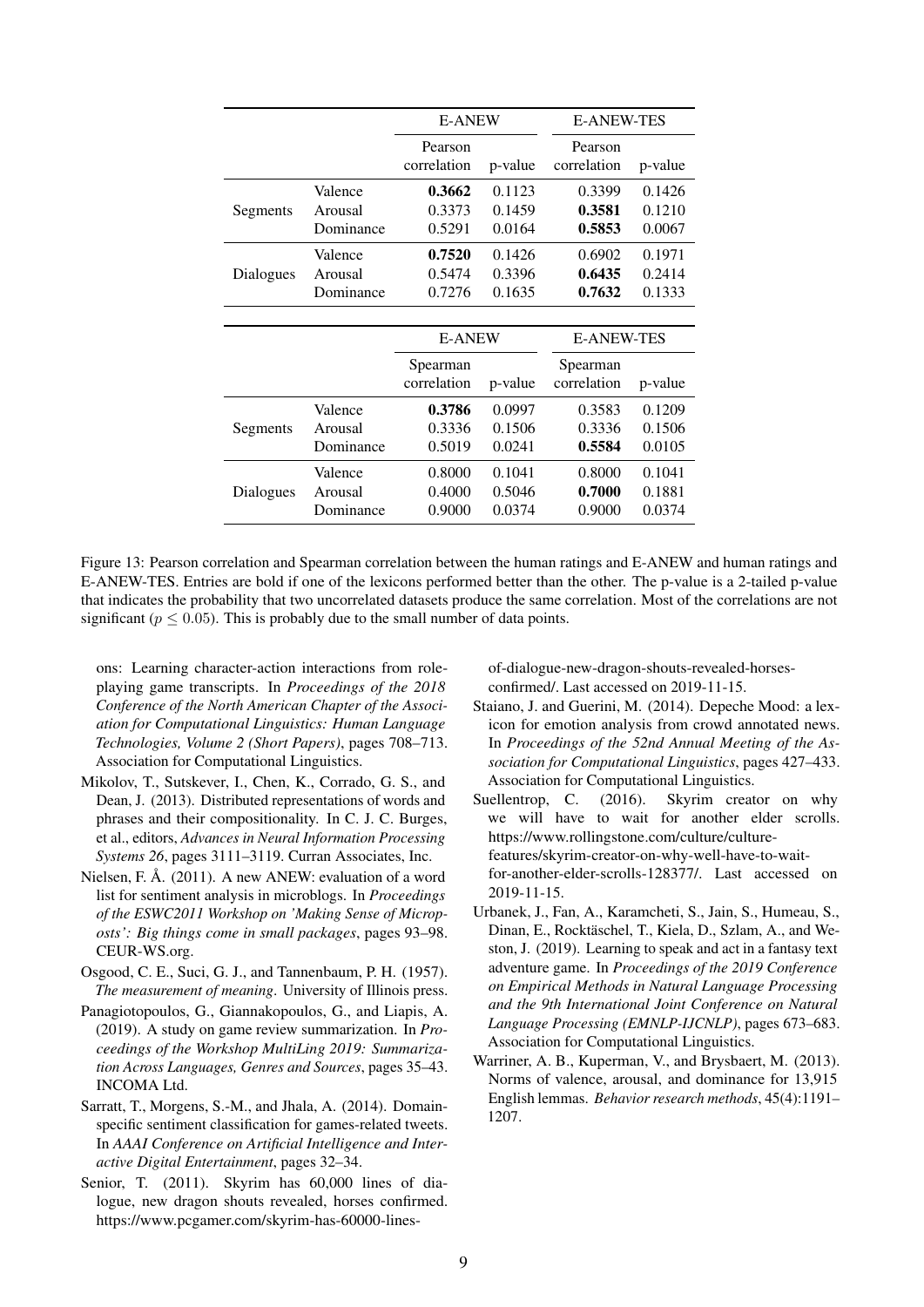| | | E-ANEW | | E-ANEW-TES | |
|---|---|---|---|---|---|
| | | Pearson correlation | p-value | Pearson correlation | p-value |
| Segments | Valence | **0.3662** | 0.1123 | 0.3399 | 0.1426 |
| | Arousal | 0.3373 | 0.1459 | **0.3581** | 0.1210 |
| | Dominance | 0.5291 | 0.0164 | **0.5853** | 0.0067 |
| Dialogues | Valence | **0.7520** | 0.1426 | 0.6902 | 0.1971 |
| | Arousal | 0.5474 | 0.3396 | **0.6435** | 0.2414 |
| | Dominance | 0.7276 | 0.1635 | **0.7632** | 0.1333 |

| | | E-ANEW | | E-ANEW-TES | |
|---|---|---|---|---|---|
| | | Spearman correlation | p-value | Spearman correlation | p-value |
| Segments | Valence | **0.3786** | 0.0997 | 0.3583 | 0.1209 |
| | Arousal | 0.3336 | 0.1506 | 0.3336 | 0.1506 |
| | Dominance | 0.5019 | 0.0241 | **0.5584** | 0.0105 |
| Dialogues | Valence | 0.8000 | 0.1041 | 0.8000 | 0.1041 |
| | Arousal | 0.4000 | 0.5046 | **0.7000** | 0.1881 |
| | Dominance | 0.9000 | 0.0374 | 0.9000 | 0.0374 |

Figure 13: Pearson correlation and Spearman correlation between the human ratings and E-ANEW and human ratings and E-ANEW-TES. Entries are bold if one of the lexicons performed better than the other. The p-value is a 2-tailed p-value that indicates the probability that two uncorrelated datasets produce the same correlation. Most of the correlations are not significant ($p \leq 0.05$). This is probably due to the small number of data points.

ons: Learning character-action interactions from role-playing game transcripts. In *Proceedings of the 2018 Conference of the North American Chapter of the Association for Computational Linguistics: Human Language Technologies, Volume 2 (Short Papers)*, pages 708–713. Association for Computational Linguistics.

Mikolov, T., Sutskever, I., Chen, K., Corrado, G. S., and Dean, J. (2013). Distributed representations of words and phrases and their compositionality. In C. J. C. Burges, et al., editors, *Advances in Neural Information Processing Systems 26*, pages 3111–3119. Curran Associates, Inc.

Nielsen, F. Å. (2011). A new ANEW: evaluation of a word list for sentiment analysis in microblogs. In *Proceedings of the ESWC2011 Workshop on 'Making Sense of Microposts': Big things come in small packages*, pages 93–98. CEUR-WS.org.

Osgood, C. E., Suci, G. J., and Tannenbaum, P. H. (1957). *The measurement of meaning*. University of Illinois press.

Panagiotopoulos, G., Giannakopoulos, G., and Liapis, A. (2019). A study on game review summarization. In *Proceedings of the Workshop MultiLing 2019: Summarization Across Languages, Genres and Sources*, pages 35–43. INCOMA Ltd.

Sarratt, T., Morgens, S.-M., and Jhala, A. (2014). Domain-specific sentiment classification for games-related tweets. In *AAAI Conference on Artificial Intelligence and Interactive Digital Entertainment*, pages 32–34.

Senior, T. (2011). Skyrim has 60,000 lines of dialogue, new dragon shouts revealed, horses confirmed. https://www.pcgamer.com/skyrim-has-60000-lines-of-dialogue-new-dragon-shouts-revealed-horses-confirmed/. Last accessed on 2019-11-15.

Staiano, J. and Guerini, M. (2014). Depeche Mood: a lexicon for emotion analysis from crowd annotated news. In *Proceedings of the 52nd Annual Meeting of the Association for Computational Linguistics*, pages 427–433. Association for Computational Linguistics.

Suellentrop, C. (2016). Skyrim creator on why we will have to wait for another elder scrolls. https://www.rollingstone.com/culture/culture-features/skyrim-creator-on-why-well-have-to-wait-for-another-elder-scrolls-128377/. Last accessed on 2019-11-15.

Urbanek, J., Fan, A., Karamcheti, S., Jain, S., Humeau, S., Dinan, E., Rocktäschel, T., Kiela, D., Szlam, A., and Weston, J. (2019). Learning to speak and act in a fantasy text adventure game. In *Proceedings of the 2019 Conference on Empirical Methods in Natural Language Processing and the 9th International Joint Conference on Natural Language Processing (EMNLP-IJCNLP)*, pages 673–683. Association for Computational Linguistics.

Warriner, A. B., Kuperman, V., and Brysbaert, M. (2013). Norms of valence, arousal, and dominance for 13,915 English lemmas. *Behavior research methods*, 45(4):1191–1207.